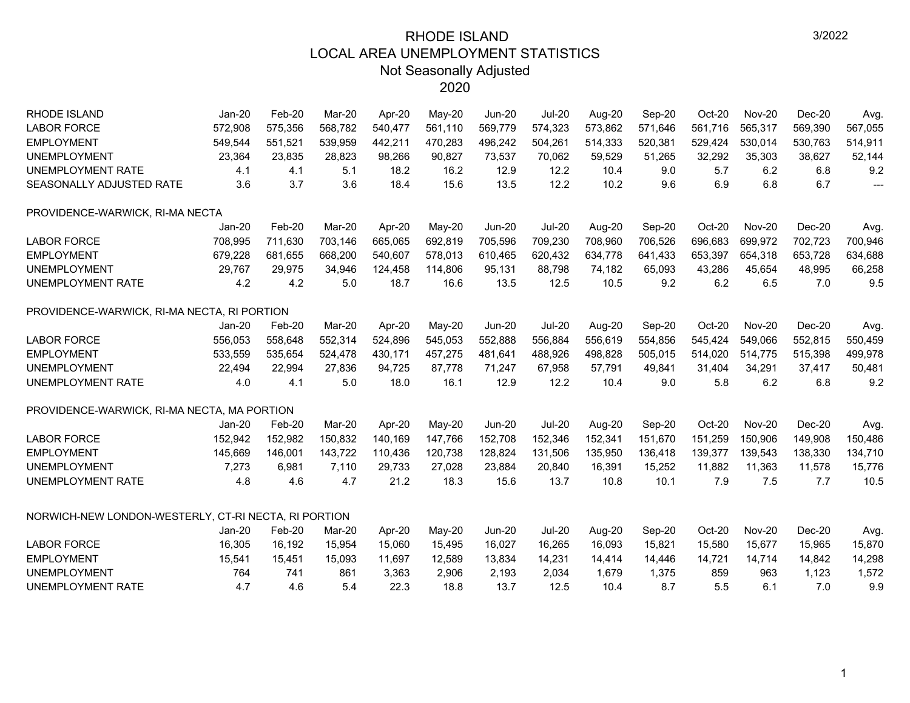# RHODE ISLAND
## LOCAL AREA UNEMPLOYMENT STATISTICS
### Not Seasonally Adjusted
### 2020

3/2022

| RHODE ISLAND | Jan-20 | Feb-20 | Mar-20 | Apr-20 | May-20 | Jun-20 | Jul-20 | Aug-20 | Sep-20 | Oct-20 | Nov-20 | Dec-20 | Avg. |
|---|---|---|---|---|---|---|---|---|---|---|---|---|---|
| LABOR FORCE | 572,908 | 575,356 | 568,782 | 540,477 | 561,110 | 569,779 | 574,323 | 573,862 | 571,646 | 561,716 | 565,317 | 569,390 | 567,055 |
| EMPLOYMENT | 549,544 | 551,521 | 539,959 | 442,211 | 470,283 | 496,242 | 504,261 | 514,333 | 520,381 | 529,424 | 530,014 | 530,763 | 514,911 |
| UNEMPLOYMENT | 23,364 | 23,835 | 28,823 | 98,266 | 90,827 | 73,537 | 70,062 | 59,529 | 51,265 | 32,292 | 35,303 | 38,627 | 52,144 |
| UNEMPLOYMENT RATE | 4.1 | 4.1 | 5.1 | 18.2 | 16.2 | 12.9 | 12.2 | 10.4 | 9.0 | 5.7 | 6.2 | 6.8 | 9.2 |
| SEASONALLY ADJUSTED RATE | 3.6 | 3.7 | 3.6 | 18.4 | 15.6 | 13.5 | 12.2 | 10.2 | 9.6 | 6.9 | 6.8 | 6.7 | --- |

PROVIDENCE-WARWICK, RI-MA NECTA

| | Jan-20 | Feb-20 | Mar-20 | Apr-20 | May-20 | Jun-20 | Jul-20 | Aug-20 | Sep-20 | Oct-20 | Nov-20 | Dec-20 | Avg. |
|---|---|---|---|---|---|---|---|---|---|---|---|---|---|
| LABOR FORCE | 708,995 | 711,630 | 703,146 | 665,065 | 692,819 | 705,596 | 709,230 | 708,960 | 706,526 | 696,683 | 699,972 | 702,723 | 700,946 |
| EMPLOYMENT | 679,228 | 681,655 | 668,200 | 540,607 | 578,013 | 610,465 | 620,432 | 634,778 | 641,433 | 653,397 | 654,318 | 653,728 | 634,688 |
| UNEMPLOYMENT | 29,767 | 29,975 | 34,946 | 124,458 | 114,806 | 95,131 | 88,798 | 74,182 | 65,093 | 43,286 | 45,654 | 48,995 | 66,258 |
| UNEMPLOYMENT RATE | 4.2 | 4.2 | 5.0 | 18.7 | 16.6 | 13.5 | 12.5 | 10.5 | 9.2 | 6.2 | 6.5 | 7.0 | 9.5 |

PROVIDENCE-WARWICK, RI-MA NECTA, RI PORTION

| | Jan-20 | Feb-20 | Mar-20 | Apr-20 | May-20 | Jun-20 | Jul-20 | Aug-20 | Sep-20 | Oct-20 | Nov-20 | Dec-20 | Avg. |
|---|---|---|---|---|---|---|---|---|---|---|---|---|---|
| LABOR FORCE | 556,053 | 558,648 | 552,314 | 524,896 | 545,053 | 552,888 | 556,884 | 556,619 | 554,856 | 545,424 | 549,066 | 552,815 | 550,459 |
| EMPLOYMENT | 533,559 | 535,654 | 524,478 | 430,171 | 457,275 | 481,641 | 488,926 | 498,828 | 505,015 | 514,020 | 514,775 | 515,398 | 499,978 |
| UNEMPLOYMENT | 22,494 | 22,994 | 27,836 | 94,725 | 87,778 | 71,247 | 67,958 | 57,791 | 49,841 | 31,404 | 34,291 | 37,417 | 50,481 |
| UNEMPLOYMENT RATE | 4.0 | 4.1 | 5.0 | 18.0 | 16.1 | 12.9 | 12.2 | 10.4 | 9.0 | 5.8 | 6.2 | 6.8 | 9.2 |

PROVIDENCE-WARWICK, RI-MA NECTA, MA PORTION

| | Jan-20 | Feb-20 | Mar-20 | Apr-20 | May-20 | Jun-20 | Jul-20 | Aug-20 | Sep-20 | Oct-20 | Nov-20 | Dec-20 | Avg. |
|---|---|---|---|---|---|---|---|---|---|---|---|---|---|
| LABOR FORCE | 152,942 | 152,982 | 150,832 | 140,169 | 147,766 | 152,708 | 152,346 | 152,341 | 151,670 | 151,259 | 150,906 | 149,908 | 150,486 |
| EMPLOYMENT | 145,669 | 146,001 | 143,722 | 110,436 | 120,738 | 128,824 | 131,506 | 135,950 | 136,418 | 139,377 | 139,543 | 138,330 | 134,710 |
| UNEMPLOYMENT | 7,273 | 6,981 | 7,110 | 29,733 | 27,028 | 23,884 | 20,840 | 16,391 | 15,252 | 11,882 | 11,363 | 11,578 | 15,776 |
| UNEMPLOYMENT RATE | 4.8 | 4.6 | 4.7 | 21.2 | 18.3 | 15.6 | 13.7 | 10.8 | 10.1 | 7.9 | 7.5 | 7.7 | 10.5 |

NORWICH-NEW LONDON-WESTERLY, CT-RI NECTA, RI PORTION

| | Jan-20 | Feb-20 | Mar-20 | Apr-20 | May-20 | Jun-20 | Jul-20 | Aug-20 | Sep-20 | Oct-20 | Nov-20 | Dec-20 | Avg. |
|---|---|---|---|---|---|---|---|---|---|---|---|---|---|
| LABOR FORCE | 16,305 | 16,192 | 15,954 | 15,060 | 15,495 | 16,027 | 16,265 | 16,093 | 15,821 | 15,580 | 15,677 | 15,965 | 15,870 |
| EMPLOYMENT | 15,541 | 15,451 | 15,093 | 11,697 | 12,589 | 13,834 | 14,231 | 14,414 | 14,446 | 14,721 | 14,714 | 14,842 | 14,298 |
| UNEMPLOYMENT | 764 | 741 | 861 | 3,363 | 2,906 | 2,193 | 2,034 | 1,679 | 1,375 | 859 | 963 | 1,123 | 1,572 |
| UNEMPLOYMENT RATE | 4.7 | 4.6 | 5.4 | 22.3 | 18.8 | 13.7 | 12.5 | 10.4 | 8.7 | 5.5 | 6.1 | 7.0 | 9.9 |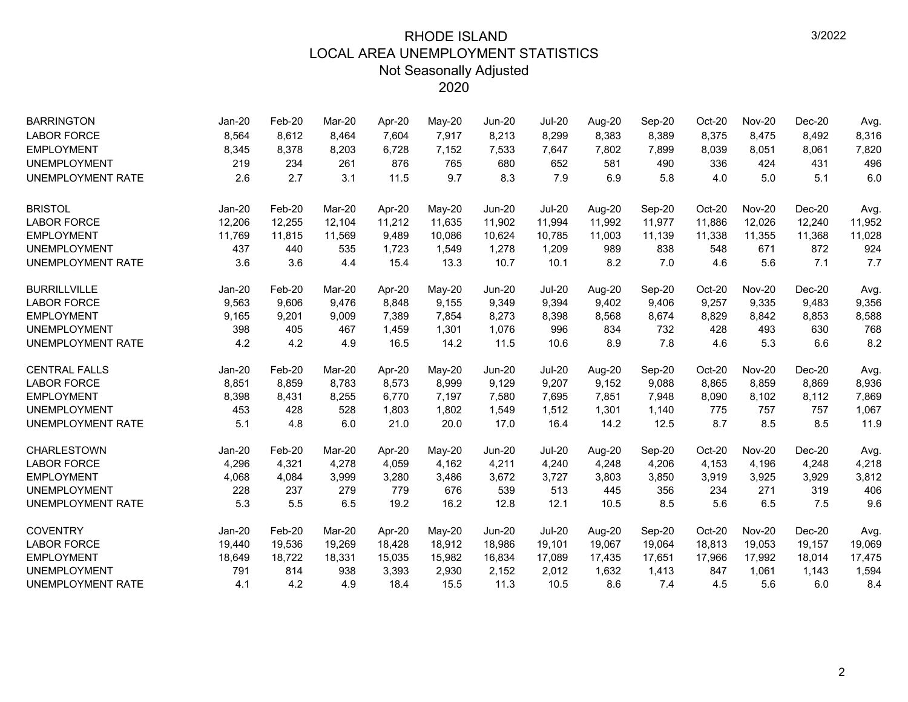# RHODE ISLAND
## LOCAL AREA UNEMPLOYMENT STATISTICS
### Not Seasonally Adjusted
### 2020

3/2022

| BARRINGTON | Jan-20 | Feb-20 | Mar-20 | Apr-20 | May-20 | Jun-20 | Jul-20 | Aug-20 | Sep-20 | Oct-20 | Nov-20 | Dec-20 | Avg. |
|---|---|---|---|---|---|---|---|---|---|---|---|---|---|
| LABOR FORCE | 8,564 | 8,612 | 8,464 | 7,604 | 7,917 | 8,213 | 8,299 | 8,383 | 8,389 | 8,375 | 8,475 | 8,492 | 8,316 |
| EMPLOYMENT | 8,345 | 8,378 | 8,203 | 6,728 | 7,152 | 7,533 | 7,647 | 7,802 | 7,899 | 8,039 | 8,051 | 8,061 | 7,820 |
| UNEMPLOYMENT | 219 | 234 | 261 | 876 | 765 | 680 | 652 | 581 | 490 | 336 | 424 | 431 | 496 |
| UNEMPLOYMENT RATE | 2.6 | 2.7 | 3.1 | 11.5 | 9.7 | 8.3 | 7.9 | 6.9 | 5.8 | 4.0 | 5.0 | 5.1 | 6.0 |

| BRISTOL | Jan-20 | Feb-20 | Mar-20 | Apr-20 | May-20 | Jun-20 | Jul-20 | Aug-20 | Sep-20 | Oct-20 | Nov-20 | Dec-20 | Avg. |
|---|---|---|---|---|---|---|---|---|---|---|---|---|---|
| LABOR FORCE | 12,206 | 12,255 | 12,104 | 11,212 | 11,635 | 11,902 | 11,994 | 11,992 | 11,977 | 11,886 | 12,026 | 12,240 | 11,952 |
| EMPLOYMENT | 11,769 | 11,815 | 11,569 | 9,489 | 10,086 | 10,624 | 10,785 | 11,003 | 11,139 | 11,338 | 11,355 | 11,368 | 11,028 |
| UNEMPLOYMENT | 437 | 440 | 535 | 1,723 | 1,549 | 1,278 | 1,209 | 989 | 838 | 548 | 671 | 872 | 924 |
| UNEMPLOYMENT RATE | 3.6 | 3.6 | 4.4 | 15.4 | 13.3 | 10.7 | 10.1 | 8.2 | 7.0 | 4.6 | 5.6 | 7.1 | 7.7 |

| BURRILLVILLE | Jan-20 | Feb-20 | Mar-20 | Apr-20 | May-20 | Jun-20 | Jul-20 | Aug-20 | Sep-20 | Oct-20 | Nov-20 | Dec-20 | Avg. |
|---|---|---|---|---|---|---|---|---|---|---|---|---|---|
| LABOR FORCE | 9,563 | 9,606 | 9,476 | 8,848 | 9,155 | 9,349 | 9,394 | 9,402 | 9,406 | 9,257 | 9,335 | 9,483 | 9,356 |
| EMPLOYMENT | 9,165 | 9,201 | 9,009 | 7,389 | 7,854 | 8,273 | 8,398 | 8,568 | 8,674 | 8,829 | 8,842 | 8,853 | 8,588 |
| UNEMPLOYMENT | 398 | 405 | 467 | 1,459 | 1,301 | 1,076 | 996 | 834 | 732 | 428 | 493 | 630 | 768 |
| UNEMPLOYMENT RATE | 4.2 | 4.2 | 4.9 | 16.5 | 14.2 | 11.5 | 10.6 | 8.9 | 7.8 | 4.6 | 5.3 | 6.6 | 8.2 |

| CENTRAL FALLS | Jan-20 | Feb-20 | Mar-20 | Apr-20 | May-20 | Jun-20 | Jul-20 | Aug-20 | Sep-20 | Oct-20 | Nov-20 | Dec-20 | Avg. |
|---|---|---|---|---|---|---|---|---|---|---|---|---|---|
| LABOR FORCE | 8,851 | 8,859 | 8,783 | 8,573 | 8,999 | 9,129 | 9,207 | 9,152 | 9,088 | 8,865 | 8,859 | 8,869 | 8,936 |
| EMPLOYMENT | 8,398 | 8,431 | 8,255 | 6,770 | 7,197 | 7,580 | 7,695 | 7,851 | 7,948 | 8,090 | 8,102 | 8,112 | 7,869 |
| UNEMPLOYMENT | 453 | 428 | 528 | 1,803 | 1,802 | 1,549 | 1,512 | 1,301 | 1,140 | 775 | 757 | 757 | 1,067 |
| UNEMPLOYMENT RATE | 5.1 | 4.8 | 6.0 | 21.0 | 20.0 | 17.0 | 16.4 | 14.2 | 12.5 | 8.7 | 8.5 | 8.5 | 11.9 |

| CHARLESTOWN | Jan-20 | Feb-20 | Mar-20 | Apr-20 | May-20 | Jun-20 | Jul-20 | Aug-20 | Sep-20 | Oct-20 | Nov-20 | Dec-20 | Avg. |
|---|---|---|---|---|---|---|---|---|---|---|---|---|---|
| LABOR FORCE | 4,296 | 4,321 | 4,278 | 4,059 | 4,162 | 4,211 | 4,240 | 4,248 | 4,206 | 4,153 | 4,196 | 4,248 | 4,218 |
| EMPLOYMENT | 4,068 | 4,084 | 3,999 | 3,280 | 3,486 | 3,672 | 3,727 | 3,803 | 3,850 | 3,919 | 3,925 | 3,929 | 3,812 |
| UNEMPLOYMENT | 228 | 237 | 279 | 779 | 676 | 539 | 513 | 445 | 356 | 234 | 271 | 319 | 406 |
| UNEMPLOYMENT RATE | 5.3 | 5.5 | 6.5 | 19.2 | 16.2 | 12.8 | 12.1 | 10.5 | 8.5 | 5.6 | 6.5 | 7.5 | 9.6 |

| COVENTRY | Jan-20 | Feb-20 | Mar-20 | Apr-20 | May-20 | Jun-20 | Jul-20 | Aug-20 | Sep-20 | Oct-20 | Nov-20 | Dec-20 | Avg. |
|---|---|---|---|---|---|---|---|---|---|---|---|---|---|
| LABOR FORCE | 19,440 | 19,536 | 19,269 | 18,428 | 18,912 | 18,986 | 19,101 | 19,067 | 19,064 | 18,813 | 19,053 | 19,157 | 19,069 |
| EMPLOYMENT | 18,649 | 18,722 | 18,331 | 15,035 | 15,982 | 16,834 | 17,089 | 17,435 | 17,651 | 17,966 | 17,992 | 18,014 | 17,475 |
| UNEMPLOYMENT | 791 | 814 | 938 | 3,393 | 2,930 | 2,152 | 2,012 | 1,632 | 1,413 | 847 | 1,061 | 1,143 | 1,594 |
| UNEMPLOYMENT RATE | 4.1 | 4.2 | 4.9 | 18.4 | 15.5 | 11.3 | 10.5 | 8.6 | 7.4 | 4.5 | 5.6 | 6.0 | 8.4 |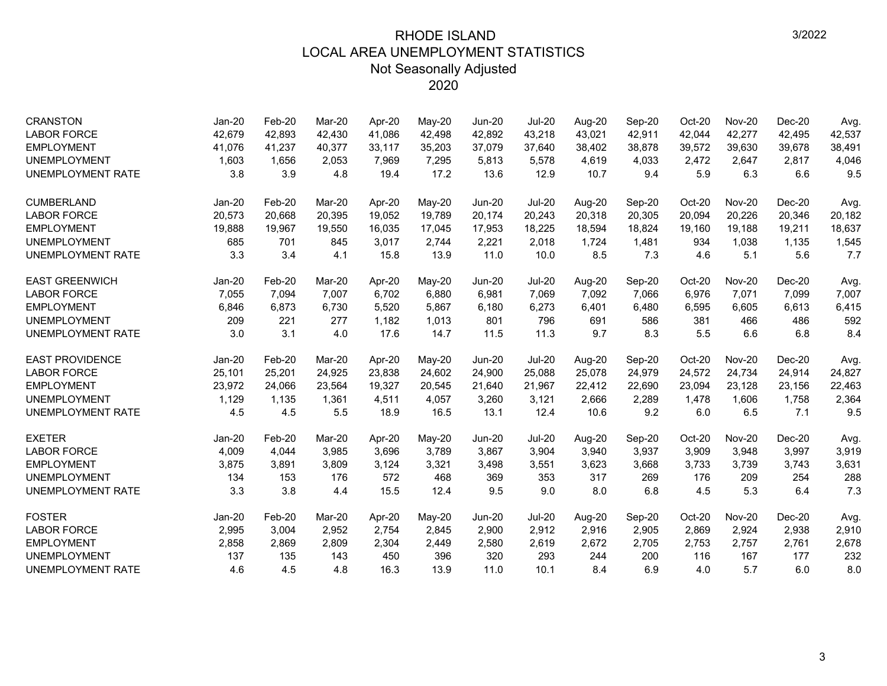# RHODE ISLAND
## LOCAL AREA UNEMPLOYMENT STATISTICS
### Not Seasonally Adjusted
### 2020

| CRANSTON | Jan-20 | Feb-20 | Mar-20 | Apr-20 | May-20 | Jun-20 | Jul-20 | Aug-20 | Sep-20 | Oct-20 | Nov-20 | Dec-20 | Avg. |
|---|---|---|---|---|---|---|---|---|---|---|---|---|---|
| LABOR FORCE | 42,679 | 42,893 | 42,430 | 41,086 | 42,498 | 42,892 | 43,218 | 43,021 | 42,911 | 42,044 | 42,277 | 42,495 | 42,537 |
| EMPLOYMENT | 41,076 | 41,237 | 40,377 | 33,117 | 35,203 | 37,079 | 37,640 | 38,402 | 38,878 | 39,572 | 39,630 | 39,678 | 38,491 |
| UNEMPLOYMENT | 1,603 | 1,656 | 2,053 | 7,969 | 7,295 | 5,813 | 5,578 | 4,619 | 4,033 | 2,472 | 2,647 | 2,817 | 4,046 |
| UNEMPLOYMENT RATE | 3.8 | 3.9 | 4.8 | 19.4 | 17.2 | 13.6 | 12.9 | 10.7 | 9.4 | 5.9 | 6.3 | 6.6 | 9.5 |

| CUMBERLAND | Jan-20 | Feb-20 | Mar-20 | Apr-20 | May-20 | Jun-20 | Jul-20 | Aug-20 | Sep-20 | Oct-20 | Nov-20 | Dec-20 | Avg. |
|---|---|---|---|---|---|---|---|---|---|---|---|---|---|
| LABOR FORCE | 20,573 | 20,668 | 20,395 | 19,052 | 19,789 | 20,174 | 20,243 | 20,318 | 20,305 | 20,094 | 20,226 | 20,346 | 20,182 |
| EMPLOYMENT | 19,888 | 19,967 | 19,550 | 16,035 | 17,045 | 17,953 | 18,225 | 18,594 | 18,824 | 19,160 | 19,188 | 19,211 | 18,637 |
| UNEMPLOYMENT | 685 | 701 | 845 | 3,017 | 2,744 | 2,221 | 2,018 | 1,724 | 1,481 | 934 | 1,038 | 1,135 | 1,545 |
| UNEMPLOYMENT RATE | 3.3 | 3.4 | 4.1 | 15.8 | 13.9 | 11.0 | 10.0 | 8.5 | 7.3 | 4.6 | 5.1 | 5.6 | 7.7 |

| EAST GREENWICH | Jan-20 | Feb-20 | Mar-20 | Apr-20 | May-20 | Jun-20 | Jul-20 | Aug-20 | Sep-20 | Oct-20 | Nov-20 | Dec-20 | Avg. |
|---|---|---|---|---|---|---|---|---|---|---|---|---|---|
| LABOR FORCE | 7,055 | 7,094 | 7,007 | 6,702 | 6,880 | 6,981 | 7,069 | 7,092 | 7,066 | 6,976 | 7,071 | 7,099 | 7,007 |
| EMPLOYMENT | 6,846 | 6,873 | 6,730 | 5,520 | 5,867 | 6,180 | 6,273 | 6,401 | 6,480 | 6,595 | 6,605 | 6,613 | 6,415 |
| UNEMPLOYMENT | 209 | 221 | 277 | 1,182 | 1,013 | 801 | 796 | 691 | 586 | 381 | 466 | 486 | 592 |
| UNEMPLOYMENT RATE | 3.0 | 3.1 | 4.0 | 17.6 | 14.7 | 11.5 | 11.3 | 9.7 | 8.3 | 5.5 | 6.6 | 6.8 | 8.4 |

| EAST PROVIDENCE | Jan-20 | Feb-20 | Mar-20 | Apr-20 | May-20 | Jun-20 | Jul-20 | Aug-20 | Sep-20 | Oct-20 | Nov-20 | Dec-20 | Avg. |
|---|---|---|---|---|---|---|---|---|---|---|---|---|---|
| LABOR FORCE | 25,101 | 25,201 | 24,925 | 23,838 | 24,602 | 24,900 | 25,088 | 25,078 | 24,979 | 24,572 | 24,734 | 24,914 | 24,827 |
| EMPLOYMENT | 23,972 | 24,066 | 23,564 | 19,327 | 20,545 | 21,640 | 21,967 | 22,412 | 22,690 | 23,094 | 23,128 | 23,156 | 22,463 |
| UNEMPLOYMENT | 1,129 | 1,135 | 1,361 | 4,511 | 4,057 | 3,260 | 3,121 | 2,666 | 2,289 | 1,478 | 1,606 | 1,758 | 2,364 |
| UNEMPLOYMENT RATE | 4.5 | 4.5 | 5.5 | 18.9 | 16.5 | 13.1 | 12.4 | 10.6 | 9.2 | 6.0 | 6.5 | 7.1 | 9.5 |

| EXETER | Jan-20 | Feb-20 | Mar-20 | Apr-20 | May-20 | Jun-20 | Jul-20 | Aug-20 | Sep-20 | Oct-20 | Nov-20 | Dec-20 | Avg. |
|---|---|---|---|---|---|---|---|---|---|---|---|---|---|
| LABOR FORCE | 4,009 | 4,044 | 3,985 | 3,696 | 3,789 | 3,867 | 3,904 | 3,940 | 3,937 | 3,909 | 3,948 | 3,997 | 3,919 |
| EMPLOYMENT | 3,875 | 3,891 | 3,809 | 3,124 | 3,321 | 3,498 | 3,551 | 3,623 | 3,668 | 3,733 | 3,739 | 3,743 | 3,631 |
| UNEMPLOYMENT | 134 | 153 | 176 | 572 | 468 | 369 | 353 | 317 | 269 | 176 | 209 | 254 | 288 |
| UNEMPLOYMENT RATE | 3.3 | 3.8 | 4.4 | 15.5 | 12.4 | 9.5 | 9.0 | 8.0 | 6.8 | 4.5 | 5.3 | 6.4 | 7.3 |

| FOSTER | Jan-20 | Feb-20 | Mar-20 | Apr-20 | May-20 | Jun-20 | Jul-20 | Aug-20 | Sep-20 | Oct-20 | Nov-20 | Dec-20 | Avg. |
|---|---|---|---|---|---|---|---|---|---|---|---|---|---|
| LABOR FORCE | 2,995 | 3,004 | 2,952 | 2,754 | 2,845 | 2,900 | 2,912 | 2,916 | 2,905 | 2,869 | 2,924 | 2,938 | 2,910 |
| EMPLOYMENT | 2,858 | 2,869 | 2,809 | 2,304 | 2,449 | 2,580 | 2,619 | 2,672 | 2,705 | 2,753 | 2,757 | 2,761 | 2,678 |
| UNEMPLOYMENT | 137 | 135 | 143 | 450 | 396 | 320 | 293 | 244 | 200 | 116 | 167 | 177 | 232 |
| UNEMPLOYMENT RATE | 4.6 | 4.5 | 4.8 | 16.3 | 13.9 | 11.0 | 10.1 | 8.4 | 6.9 | 4.0 | 5.7 | 6.0 | 8.0 |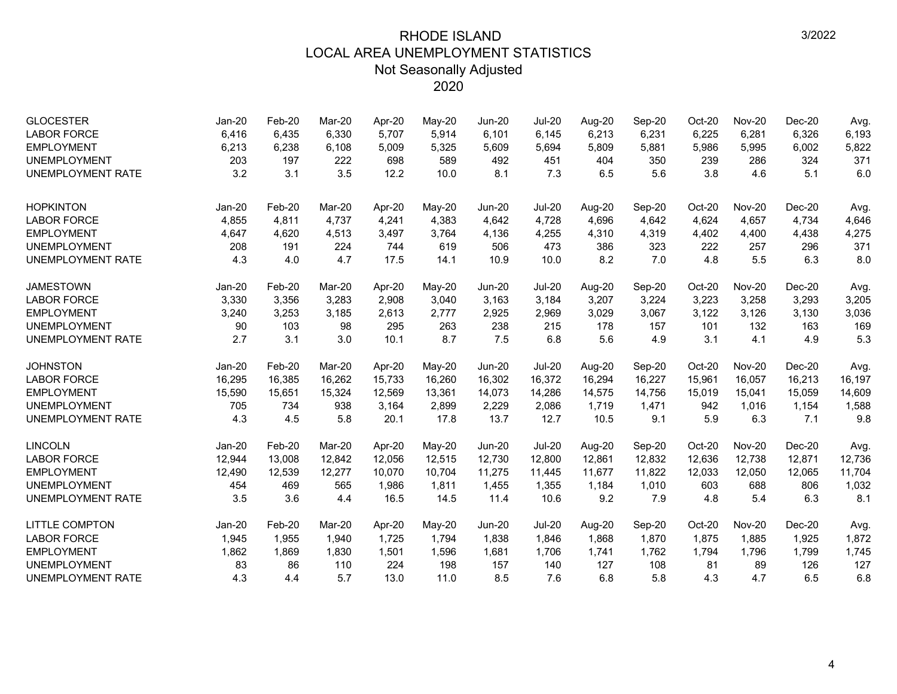# RHODE ISLAND
## LOCAL AREA UNEMPLOYMENT STATISTICS
### Not Seasonally Adjusted
### 2020

3/2022

| GLOCESTER | Jan-20 | Feb-20 | Mar-20 | Apr-20 | May-20 | Jun-20 | Jul-20 | Aug-20 | Sep-20 | Oct-20 | Nov-20 | Dec-20 | Avg. |
|---|---|---|---|---|---|---|---|---|---|---|---|---|---|
| LABOR FORCE | 6,416 | 6,435 | 6,330 | 5,707 | 5,914 | 6,101 | 6,145 | 6,213 | 6,231 | 6,225 | 6,281 | 6,326 | 6,193 |
| EMPLOYMENT | 6,213 | 6,238 | 6,108 | 5,009 | 5,325 | 5,609 | 5,694 | 5,809 | 5,881 | 5,986 | 5,995 | 6,002 | 5,822 |
| UNEMPLOYMENT | 203 | 197 | 222 | 698 | 589 | 492 | 451 | 404 | 350 | 239 | 286 | 324 | 371 |
| UNEMPLOYMENT RATE | 3.2 | 3.1 | 3.5 | 12.2 | 10.0 | 8.1 | 7.3 | 6.5 | 5.6 | 3.8 | 4.6 | 5.1 | 6.0 |

| HOPKINTON | Jan-20 | Feb-20 | Mar-20 | Apr-20 | May-20 | Jun-20 | Jul-20 | Aug-20 | Sep-20 | Oct-20 | Nov-20 | Dec-20 | Avg. |
|---|---|---|---|---|---|---|---|---|---|---|---|---|---|
| LABOR FORCE | 4,855 | 4,811 | 4,737 | 4,241 | 4,383 | 4,642 | 4,728 | 4,696 | 4,642 | 4,624 | 4,657 | 4,734 | 4,646 |
| EMPLOYMENT | 4,647 | 4,620 | 4,513 | 3,497 | 3,764 | 4,136 | 4,255 | 4,310 | 4,319 | 4,402 | 4,400 | 4,438 | 4,275 |
| UNEMPLOYMENT | 208 | 191 | 224 | 744 | 619 | 506 | 473 | 386 | 323 | 222 | 257 | 296 | 371 |
| UNEMPLOYMENT RATE | 4.3 | 4.0 | 4.7 | 17.5 | 14.1 | 10.9 | 10.0 | 8.2 | 7.0 | 4.8 | 5.5 | 6.3 | 8.0 |

| JAMESTOWN | Jan-20 | Feb-20 | Mar-20 | Apr-20 | May-20 | Jun-20 | Jul-20 | Aug-20 | Sep-20 | Oct-20 | Nov-20 | Dec-20 | Avg. |
|---|---|---|---|---|---|---|---|---|---|---|---|---|---|
| LABOR FORCE | 3,330 | 3,356 | 3,283 | 2,908 | 3,040 | 3,163 | 3,184 | 3,207 | 3,224 | 3,223 | 3,258 | 3,293 | 3,205 |
| EMPLOYMENT | 3,240 | 3,253 | 3,185 | 2,613 | 2,777 | 2,925 | 2,969 | 3,029 | 3,067 | 3,122 | 3,126 | 3,130 | 3,036 |
| UNEMPLOYMENT | 90 | 103 | 98 | 295 | 263 | 238 | 215 | 178 | 157 | 101 | 132 | 163 | 169 |
| UNEMPLOYMENT RATE | 2.7 | 3.1 | 3.0 | 10.1 | 8.7 | 7.5 | 6.8 | 5.6 | 4.9 | 3.1 | 4.1 | 4.9 | 5.3 |

| JOHNSTON | Jan-20 | Feb-20 | Mar-20 | Apr-20 | May-20 | Jun-20 | Jul-20 | Aug-20 | Sep-20 | Oct-20 | Nov-20 | Dec-20 | Avg. |
|---|---|---|---|---|---|---|---|---|---|---|---|---|---|
| LABOR FORCE | 16,295 | 16,385 | 16,262 | 15,733 | 16,260 | 16,302 | 16,372 | 16,294 | 16,227 | 15,961 | 16,057 | 16,213 | 16,197 |
| EMPLOYMENT | 15,590 | 15,651 | 15,324 | 12,569 | 13,361 | 14,073 | 14,286 | 14,575 | 14,756 | 15,019 | 15,041 | 15,059 | 14,609 |
| UNEMPLOYMENT | 705 | 734 | 938 | 3,164 | 2,899 | 2,229 | 2,086 | 1,719 | 1,471 | 942 | 1,016 | 1,154 | 1,588 |
| UNEMPLOYMENT RATE | 4.3 | 4.5 | 5.8 | 20.1 | 17.8 | 13.7 | 12.7 | 10.5 | 9.1 | 5.9 | 6.3 | 7.1 | 9.8 |

| LINCOLN | Jan-20 | Feb-20 | Mar-20 | Apr-20 | May-20 | Jun-20 | Jul-20 | Aug-20 | Sep-20 | Oct-20 | Nov-20 | Dec-20 | Avg. |
|---|---|---|---|---|---|---|---|---|---|---|---|---|---|
| LABOR FORCE | 12,944 | 13,008 | 12,842 | 12,056 | 12,515 | 12,730 | 12,800 | 12,861 | 12,832 | 12,636 | 12,738 | 12,871 | 12,736 |
| EMPLOYMENT | 12,490 | 12,539 | 12,277 | 10,070 | 10,704 | 11,275 | 11,445 | 11,677 | 11,822 | 12,033 | 12,050 | 12,065 | 11,704 |
| UNEMPLOYMENT | 454 | 469 | 565 | 1,986 | 1,811 | 1,455 | 1,355 | 1,184 | 1,010 | 603 | 688 | 806 | 1,032 |
| UNEMPLOYMENT RATE | 3.5 | 3.6 | 4.4 | 16.5 | 14.5 | 11.4 | 10.6 | 9.2 | 7.9 | 4.8 | 5.4 | 6.3 | 8.1 |

| LITTLE COMPTON | Jan-20 | Feb-20 | Mar-20 | Apr-20 | May-20 | Jun-20 | Jul-20 | Aug-20 | Sep-20 | Oct-20 | Nov-20 | Dec-20 | Avg. |
|---|---|---|---|---|---|---|---|---|---|---|---|---|---|
| LABOR FORCE | 1,945 | 1,955 | 1,940 | 1,725 | 1,794 | 1,838 | 1,846 | 1,868 | 1,870 | 1,875 | 1,885 | 1,925 | 1,872 |
| EMPLOYMENT | 1,862 | 1,869 | 1,830 | 1,501 | 1,596 | 1,681 | 1,706 | 1,741 | 1,762 | 1,794 | 1,796 | 1,799 | 1,745 |
| UNEMPLOYMENT | 83 | 86 | 110 | 224 | 198 | 157 | 140 | 127 | 108 | 81 | 89 | 126 | 127 |
| UNEMPLOYMENT RATE | 4.3 | 4.4 | 5.7 | 13.0 | 11.0 | 8.5 | 7.6 | 6.8 | 5.8 | 4.3 | 4.7 | 6.5 | 6.8 |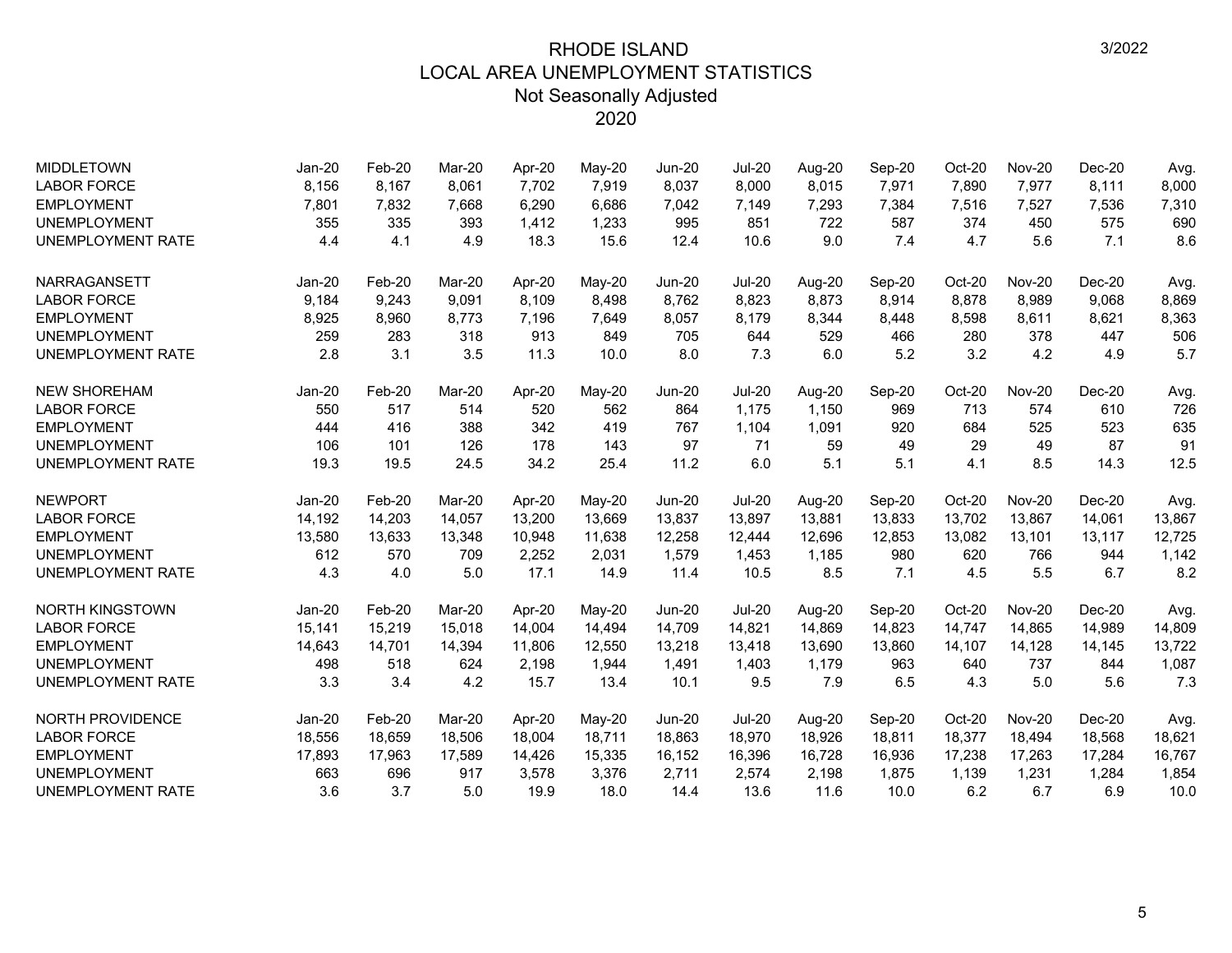# RHODE ISLAND
## LOCAL AREA UNEMPLOYMENT STATISTICS
### Not Seasonally Adjusted
### 2020

3/2022

| MIDDLETOWN | Jan-20 | Feb-20 | Mar-20 | Apr-20 | May-20 | Jun-20 | Jul-20 | Aug-20 | Sep-20 | Oct-20 | Nov-20 | Dec-20 | Avg. |
|---|---|---|---|---|---|---|---|---|---|---|---|---|---|
| LABOR FORCE | 8,156 | 8,167 | 8,061 | 7,702 | 7,919 | 8,037 | 8,000 | 8,015 | 7,971 | 7,890 | 7,977 | 8,111 | 8,000 |
| EMPLOYMENT | 7,801 | 7,832 | 7,668 | 6,290 | 6,686 | 7,042 | 7,149 | 7,293 | 7,384 | 7,516 | 7,527 | 7,536 | 7,310 |
| UNEMPLOYMENT | 355 | 335 | 393 | 1,412 | 1,233 | 995 | 851 | 722 | 587 | 374 | 450 | 575 | 690 |
| UNEMPLOYMENT RATE | 4.4 | 4.1 | 4.9 | 18.3 | 15.6 | 12.4 | 10.6 | 9.0 | 7.4 | 4.7 | 5.6 | 7.1 | 8.6 |

| NARRAGANSETT | Jan-20 | Feb-20 | Mar-20 | Apr-20 | May-20 | Jun-20 | Jul-20 | Aug-20 | Sep-20 | Oct-20 | Nov-20 | Dec-20 | Avg. |
|---|---|---|---|---|---|---|---|---|---|---|---|---|---|
| LABOR FORCE | 9,184 | 9,243 | 9,091 | 8,109 | 8,498 | 8,762 | 8,823 | 8,873 | 8,914 | 8,878 | 8,989 | 9,068 | 8,869 |
| EMPLOYMENT | 8,925 | 8,960 | 8,773 | 7,196 | 7,649 | 8,057 | 8,179 | 8,344 | 8,448 | 8,598 | 8,611 | 8,621 | 8,363 |
| UNEMPLOYMENT | 259 | 283 | 318 | 913 | 849 | 705 | 644 | 529 | 466 | 280 | 378 | 447 | 506 |
| UNEMPLOYMENT RATE | 2.8 | 3.1 | 3.5 | 11.3 | 10.0 | 8.0 | 7.3 | 6.0 | 5.2 | 3.2 | 4.2 | 4.9 | 5.7 |

| NEW SHOREHAM | Jan-20 | Feb-20 | Mar-20 | Apr-20 | May-20 | Jun-20 | Jul-20 | Aug-20 | Sep-20 | Oct-20 | Nov-20 | Dec-20 | Avg. |
|---|---|---|---|---|---|---|---|---|---|---|---|---|---|
| LABOR FORCE | 550 | 517 | 514 | 520 | 562 | 864 | 1,175 | 1,150 | 969 | 713 | 574 | 610 | 726 |
| EMPLOYMENT | 444 | 416 | 388 | 342 | 419 | 767 | 1,104 | 1,091 | 920 | 684 | 525 | 523 | 635 |
| UNEMPLOYMENT | 106 | 101 | 126 | 178 | 143 | 97 | 71 | 59 | 49 | 29 | 49 | 87 | 91 |
| UNEMPLOYMENT RATE | 19.3 | 19.5 | 24.5 | 34.2 | 25.4 | 11.2 | 6.0 | 5.1 | 5.1 | 4.1 | 8.5 | 14.3 | 12.5 |

| NEWPORT | Jan-20 | Feb-20 | Mar-20 | Apr-20 | May-20 | Jun-20 | Jul-20 | Aug-20 | Sep-20 | Oct-20 | Nov-20 | Dec-20 | Avg. |
|---|---|---|---|---|---|---|---|---|---|---|---|---|---|
| LABOR FORCE | 14,192 | 14,203 | 14,057 | 13,200 | 13,669 | 13,837 | 13,897 | 13,881 | 13,833 | 13,702 | 13,867 | 14,061 | 13,867 |
| EMPLOYMENT | 13,580 | 13,633 | 13,348 | 10,948 | 11,638 | 12,258 | 12,444 | 12,696 | 12,853 | 13,082 | 13,101 | 13,117 | 12,725 |
| UNEMPLOYMENT | 612 | 570 | 709 | 2,252 | 2,031 | 1,579 | 1,453 | 1,185 | 980 | 620 | 766 | 944 | 1,142 |
| UNEMPLOYMENT RATE | 4.3 | 4.0 | 5.0 | 17.1 | 14.9 | 11.4 | 10.5 | 8.5 | 7.1 | 4.5 | 5.5 | 6.7 | 8.2 |

| NORTH KINGSTOWN | Jan-20 | Feb-20 | Mar-20 | Apr-20 | May-20 | Jun-20 | Jul-20 | Aug-20 | Sep-20 | Oct-20 | Nov-20 | Dec-20 | Avg. |
|---|---|---|---|---|---|---|---|---|---|---|---|---|---|
| LABOR FORCE | 15,141 | 15,219 | 15,018 | 14,004 | 14,494 | 14,709 | 14,821 | 14,869 | 14,823 | 14,747 | 14,865 | 14,989 | 14,809 |
| EMPLOYMENT | 14,643 | 14,701 | 14,394 | 11,806 | 12,550 | 13,218 | 13,418 | 13,690 | 13,860 | 14,107 | 14,128 | 14,145 | 13,722 |
| UNEMPLOYMENT | 498 | 518 | 624 | 2,198 | 1,944 | 1,491 | 1,403 | 1,179 | 963 | 640 | 737 | 844 | 1,087 |
| UNEMPLOYMENT RATE | 3.3 | 3.4 | 4.2 | 15.7 | 13.4 | 10.1 | 9.5 | 7.9 | 6.5 | 4.3 | 5.0 | 5.6 | 7.3 |

| NORTH PROVIDENCE | Jan-20 | Feb-20 | Mar-20 | Apr-20 | May-20 | Jun-20 | Jul-20 | Aug-20 | Sep-20 | Oct-20 | Nov-20 | Dec-20 | Avg. |
|---|---|---|---|---|---|---|---|---|---|---|---|---|---|
| LABOR FORCE | 18,556 | 18,659 | 18,506 | 18,004 | 18,711 | 18,863 | 18,970 | 18,926 | 18,811 | 18,377 | 18,494 | 18,568 | 18,621 |
| EMPLOYMENT | 17,893 | 17,963 | 17,589 | 14,426 | 15,335 | 16,152 | 16,396 | 16,728 | 16,936 | 17,238 | 17,263 | 17,284 | 16,767 |
| UNEMPLOYMENT | 663 | 696 | 917 | 3,578 | 3,376 | 2,711 | 2,574 | 2,198 | 1,875 | 1,139 | 1,231 | 1,284 | 1,854 |
| UNEMPLOYMENT RATE | 3.6 | 3.7 | 5.0 | 19.9 | 18.0 | 14.4 | 13.6 | 11.6 | 10.0 | 6.2 | 6.7 | 6.9 | 10.0 |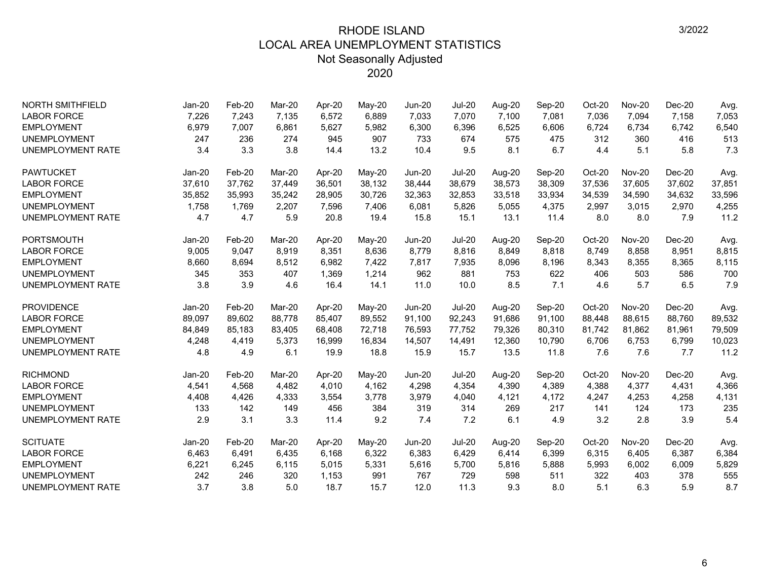# RHODE ISLAND
## LOCAL AREA UNEMPLOYMENT STATISTICS
### Not Seasonally Adjusted
### 2020

3/2022

| NORTH SMITHFIELD | Jan-20 | Feb-20 | Mar-20 | Apr-20 | May-20 | Jun-20 | Jul-20 | Aug-20 | Sep-20 | Oct-20 | Nov-20 | Dec-20 | Avg. |
|---|---|---|---|---|---|---|---|---|---|---|---|---|---|
| LABOR FORCE | 7,226 | 7,243 | 7,135 | 6,572 | 6,889 | 7,033 | 7,070 | 7,100 | 7,081 | 7,036 | 7,094 | 7,158 | 7,053 |
| EMPLOYMENT | 6,979 | 7,007 | 6,861 | 5,627 | 5,982 | 6,300 | 6,396 | 6,525 | 6,606 | 6,724 | 6,734 | 6,742 | 6,540 |
| UNEMPLOYMENT | 247 | 236 | 274 | 945 | 907 | 733 | 674 | 575 | 475 | 312 | 360 | 416 | 513 |
| UNEMPLOYMENT RATE | 3.4 | 3.3 | 3.8 | 14.4 | 13.2 | 10.4 | 9.5 | 8.1 | 6.7 | 4.4 | 5.1 | 5.8 | 7.3 |

| PAWTUCKET | Jan-20 | Feb-20 | Mar-20 | Apr-20 | May-20 | Jun-20 | Jul-20 | Aug-20 | Sep-20 | Oct-20 | Nov-20 | Dec-20 | Avg. |
|---|---|---|---|---|---|---|---|---|---|---|---|---|---|
| LABOR FORCE | 37,610 | 37,762 | 37,449 | 36,501 | 38,132 | 38,444 | 38,679 | 38,573 | 38,309 | 37,536 | 37,605 | 37,602 | 37,851 |
| EMPLOYMENT | 35,852 | 35,993 | 35,242 | 28,905 | 30,726 | 32,363 | 32,853 | 33,518 | 33,934 | 34,539 | 34,590 | 34,632 | 33,596 |
| UNEMPLOYMENT | 1,758 | 1,769 | 2,207 | 7,596 | 7,406 | 6,081 | 5,826 | 5,055 | 4,375 | 2,997 | 3,015 | 2,970 | 4,255 |
| UNEMPLOYMENT RATE | 4.7 | 4.7 | 5.9 | 20.8 | 19.4 | 15.8 | 15.1 | 13.1 | 11.4 | 8.0 | 8.0 | 7.9 | 11.2 |

| PORTSMOUTH | Jan-20 | Feb-20 | Mar-20 | Apr-20 | May-20 | Jun-20 | Jul-20 | Aug-20 | Sep-20 | Oct-20 | Nov-20 | Dec-20 | Avg. |
|---|---|---|---|---|---|---|---|---|---|---|---|---|---|
| LABOR FORCE | 9,005 | 9,047 | 8,919 | 8,351 | 8,636 | 8,779 | 8,816 | 8,849 | 8,818 | 8,749 | 8,858 | 8,951 | 8,815 |
| EMPLOYMENT | 8,660 | 8,694 | 8,512 | 6,982 | 7,422 | 7,817 | 7,935 | 8,096 | 8,196 | 8,343 | 8,355 | 8,365 | 8,115 |
| UNEMPLOYMENT | 345 | 353 | 407 | 1,369 | 1,214 | 962 | 881 | 753 | 622 | 406 | 503 | 586 | 700 |
| UNEMPLOYMENT RATE | 3.8 | 3.9 | 4.6 | 16.4 | 14.1 | 11.0 | 10.0 | 8.5 | 7.1 | 4.6 | 5.7 | 6.5 | 7.9 |

| PROVIDENCE | Jan-20 | Feb-20 | Mar-20 | Apr-20 | May-20 | Jun-20 | Jul-20 | Aug-20 | Sep-20 | Oct-20 | Nov-20 | Dec-20 | Avg. |
|---|---|---|---|---|---|---|---|---|---|---|---|---|---|
| LABOR FORCE | 89,097 | 89,602 | 88,778 | 85,407 | 89,552 | 91,100 | 92,243 | 91,686 | 91,100 | 88,448 | 88,615 | 88,760 | 89,532 |
| EMPLOYMENT | 84,849 | 85,183 | 83,405 | 68,408 | 72,718 | 76,593 | 77,752 | 79,326 | 80,310 | 81,742 | 81,862 | 81,961 | 79,509 |
| UNEMPLOYMENT | 4,248 | 4,419 | 5,373 | 16,999 | 16,834 | 14,507 | 14,491 | 12,360 | 10,790 | 6,706 | 6,753 | 6,799 | 10,023 |
| UNEMPLOYMENT RATE | 4.8 | 4.9 | 6.1 | 19.9 | 18.8 | 15.9 | 15.7 | 13.5 | 11.8 | 7.6 | 7.6 | 7.7 | 11.2 |

| RICHMOND | Jan-20 | Feb-20 | Mar-20 | Apr-20 | May-20 | Jun-20 | Jul-20 | Aug-20 | Sep-20 | Oct-20 | Nov-20 | Dec-20 | Avg. |
|---|---|---|---|---|---|---|---|---|---|---|---|---|---|
| LABOR FORCE | 4,541 | 4,568 | 4,482 | 4,010 | 4,162 | 4,298 | 4,354 | 4,390 | 4,389 | 4,388 | 4,377 | 4,431 | 4,366 |
| EMPLOYMENT | 4,408 | 4,426 | 4,333 | 3,554 | 3,778 | 3,979 | 4,040 | 4,121 | 4,172 | 4,247 | 4,253 | 4,258 | 4,131 |
| UNEMPLOYMENT | 133 | 142 | 149 | 456 | 384 | 319 | 314 | 269 | 217 | 141 | 124 | 173 | 235 |
| UNEMPLOYMENT RATE | 2.9 | 3.1 | 3.3 | 11.4 | 9.2 | 7.4 | 7.2 | 6.1 | 4.9 | 3.2 | 2.8 | 3.9 | 5.4 |

| SCITUATE | Jan-20 | Feb-20 | Mar-20 | Apr-20 | May-20 | Jun-20 | Jul-20 | Aug-20 | Sep-20 | Oct-20 | Nov-20 | Dec-20 | Avg. |
|---|---|---|---|---|---|---|---|---|---|---|---|---|---|
| LABOR FORCE | 6,463 | 6,491 | 6,435 | 6,168 | 6,322 | 6,383 | 6,429 | 6,414 | 6,399 | 6,315 | 6,405 | 6,387 | 6,384 |
| EMPLOYMENT | 6,221 | 6,245 | 6,115 | 5,015 | 5,331 | 5,616 | 5,700 | 5,816 | 5,888 | 5,993 | 6,002 | 6,009 | 5,829 |
| UNEMPLOYMENT | 242 | 246 | 320 | 1,153 | 991 | 767 | 729 | 598 | 511 | 322 | 403 | 378 | 555 |
| UNEMPLOYMENT RATE | 3.7 | 3.8 | 5.0 | 18.7 | 15.7 | 12.0 | 11.3 | 9.3 | 8.0 | 5.1 | 6.3 | 5.9 | 8.7 |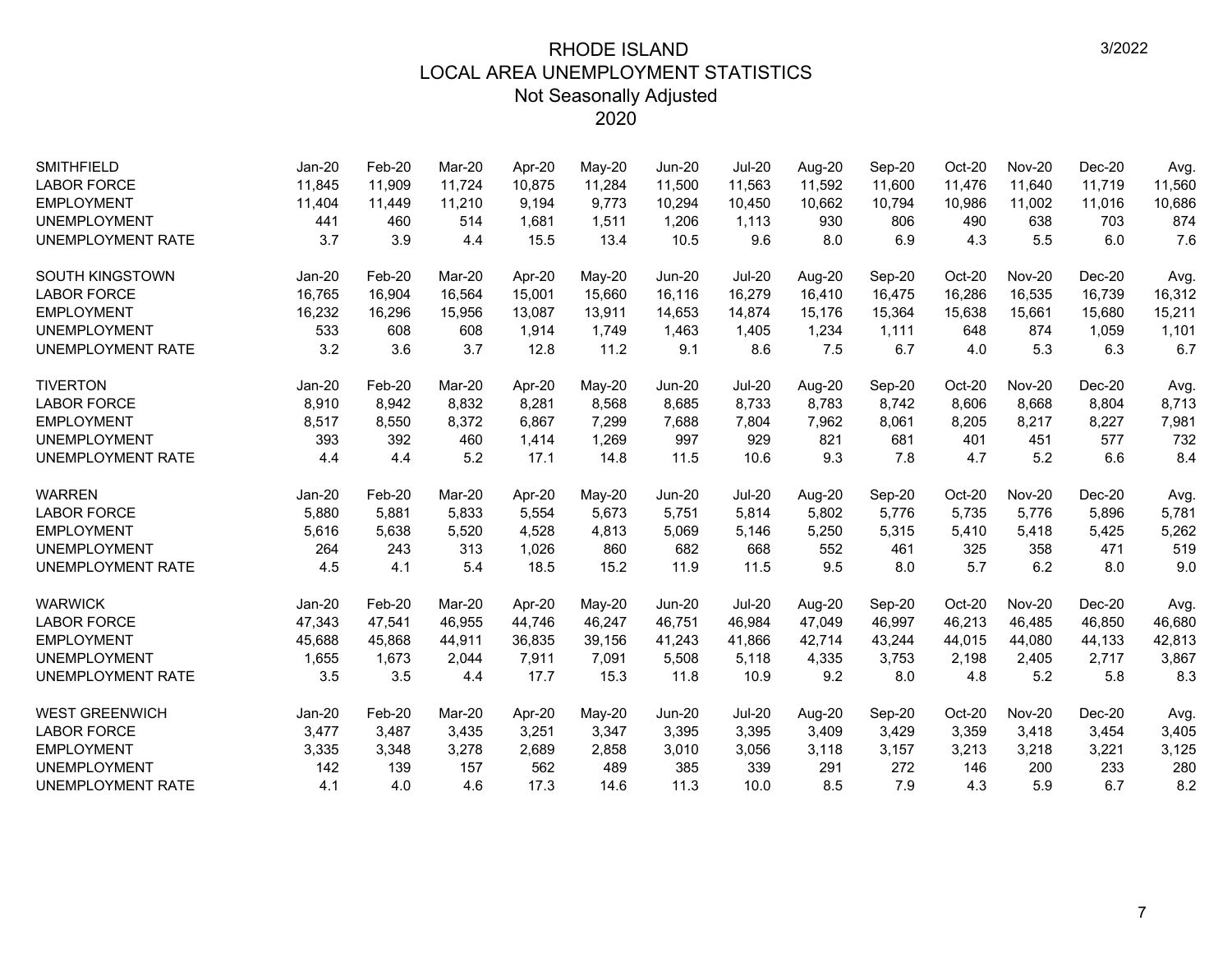# RHODE ISLAND
## LOCAL AREA UNEMPLOYMENT STATISTICS
### Not Seasonally Adjusted
### 2020

3/2022

| SMITHFIELD | Jan-20 | Feb-20 | Mar-20 | Apr-20 | May-20 | Jun-20 | Jul-20 | Aug-20 | Sep-20 | Oct-20 | Nov-20 | Dec-20 | Avg. |
|---|---|---|---|---|---|---|---|---|---|---|---|---|---|
| LABOR FORCE | 11,845 | 11,909 | 11,724 | 10,875 | 11,284 | 11,500 | 11,563 | 11,592 | 11,600 | 11,476 | 11,640 | 11,719 | 11,560 |
| EMPLOYMENT | 11,404 | 11,449 | 11,210 | 9,194 | 9,773 | 10,294 | 10,450 | 10,662 | 10,794 | 10,986 | 11,002 | 11,016 | 10,686 |
| UNEMPLOYMENT | 441 | 460 | 514 | 1,681 | 1,511 | 1,206 | 1,113 | 930 | 806 | 490 | 638 | 703 | 874 |
| UNEMPLOYMENT RATE | 3.7 | 3.9 | 4.4 | 15.5 | 13.4 | 10.5 | 9.6 | 8.0 | 6.9 | 4.3 | 5.5 | 6.0 | 7.6 |

| SOUTH KINGSTOWN | Jan-20 | Feb-20 | Mar-20 | Apr-20 | May-20 | Jun-20 | Jul-20 | Aug-20 | Sep-20 | Oct-20 | Nov-20 | Dec-20 | Avg. |
|---|---|---|---|---|---|---|---|---|---|---|---|---|---|
| LABOR FORCE | 16,765 | 16,904 | 16,564 | 15,001 | 15,660 | 16,116 | 16,279 | 16,410 | 16,475 | 16,286 | 16,535 | 16,739 | 16,312 |
| EMPLOYMENT | 16,232 | 16,296 | 15,956 | 13,087 | 13,911 | 14,653 | 14,874 | 15,176 | 15,364 | 15,638 | 15,661 | 15,680 | 15,211 |
| UNEMPLOYMENT | 533 | 608 | 608 | 1,914 | 1,749 | 1,463 | 1,405 | 1,234 | 1,111 | 648 | 874 | 1,059 | 1,101 |
| UNEMPLOYMENT RATE | 3.2 | 3.6 | 3.7 | 12.8 | 11.2 | 9.1 | 8.6 | 7.5 | 6.7 | 4.0 | 5.3 | 6.3 | 6.7 |

| TIVERTON | Jan-20 | Feb-20 | Mar-20 | Apr-20 | May-20 | Jun-20 | Jul-20 | Aug-20 | Sep-20 | Oct-20 | Nov-20 | Dec-20 | Avg. |
|---|---|---|---|---|---|---|---|---|---|---|---|---|---|
| LABOR FORCE | 8,910 | 8,942 | 8,832 | 8,281 | 8,568 | 8,685 | 8,733 | 8,783 | 8,742 | 8,606 | 8,668 | 8,804 | 8,713 |
| EMPLOYMENT | 8,517 | 8,550 | 8,372 | 6,867 | 7,299 | 7,688 | 7,804 | 7,962 | 8,061 | 8,205 | 8,217 | 8,227 | 7,981 |
| UNEMPLOYMENT | 393 | 392 | 460 | 1,414 | 1,269 | 997 | 929 | 821 | 681 | 401 | 451 | 577 | 732 |
| UNEMPLOYMENT RATE | 4.4 | 4.4 | 5.2 | 17.1 | 14.8 | 11.5 | 10.6 | 9.3 | 7.8 | 4.7 | 5.2 | 6.6 | 8.4 |

| WARREN | Jan-20 | Feb-20 | Mar-20 | Apr-20 | May-20 | Jun-20 | Jul-20 | Aug-20 | Sep-20 | Oct-20 | Nov-20 | Dec-20 | Avg. |
|---|---|---|---|---|---|---|---|---|---|---|---|---|---|
| LABOR FORCE | 5,880 | 5,881 | 5,833 | 5,554 | 5,673 | 5,751 | 5,814 | 5,802 | 5,776 | 5,735 | 5,776 | 5,896 | 5,781 |
| EMPLOYMENT | 5,616 | 5,638 | 5,520 | 4,528 | 4,813 | 5,069 | 5,146 | 5,250 | 5,315 | 5,410 | 5,418 | 5,425 | 5,262 |
| UNEMPLOYMENT | 264 | 243 | 313 | 1,026 | 860 | 682 | 668 | 552 | 461 | 325 | 358 | 471 | 519 |
| UNEMPLOYMENT RATE | 4.5 | 4.1 | 5.4 | 18.5 | 15.2 | 11.9 | 11.5 | 9.5 | 8.0 | 5.7 | 6.2 | 8.0 | 9.0 |

| WARWICK | Jan-20 | Feb-20 | Mar-20 | Apr-20 | May-20 | Jun-20 | Jul-20 | Aug-20 | Sep-20 | Oct-20 | Nov-20 | Dec-20 | Avg. |
|---|---|---|---|---|---|---|---|---|---|---|---|---|---|
| LABOR FORCE | 47,343 | 47,541 | 46,955 | 44,746 | 46,247 | 46,751 | 46,984 | 47,049 | 46,997 | 46,213 | 46,485 | 46,850 | 46,680 |
| EMPLOYMENT | 45,688 | 45,868 | 44,911 | 36,835 | 39,156 | 41,243 | 41,866 | 42,714 | 43,244 | 44,015 | 44,080 | 44,133 | 42,813 |
| UNEMPLOYMENT | 1,655 | 1,673 | 2,044 | 7,911 | 7,091 | 5,508 | 5,118 | 4,335 | 3,753 | 2,198 | 2,405 | 2,717 | 3,867 |
| UNEMPLOYMENT RATE | 3.5 | 3.5 | 4.4 | 17.7 | 15.3 | 11.8 | 10.9 | 9.2 | 8.0 | 4.8 | 5.2 | 5.8 | 8.3 |

| WEST GREENWICH | Jan-20 | Feb-20 | Mar-20 | Apr-20 | May-20 | Jun-20 | Jul-20 | Aug-20 | Sep-20 | Oct-20 | Nov-20 | Dec-20 | Avg. |
|---|---|---|---|---|---|---|---|---|---|---|---|---|---|
| LABOR FORCE | 3,477 | 3,487 | 3,435 | 3,251 | 3,347 | 3,395 | 3,395 | 3,409 | 3,429 | 3,359 | 3,418 | 3,454 | 3,405 |
| EMPLOYMENT | 3,335 | 3,348 | 3,278 | 2,689 | 2,858 | 3,010 | 3,056 | 3,118 | 3,157 | 3,213 | 3,218 | 3,221 | 3,125 |
| UNEMPLOYMENT | 142 | 139 | 157 | 562 | 489 | 385 | 339 | 291 | 272 | 146 | 200 | 233 | 280 |
| UNEMPLOYMENT RATE | 4.1 | 4.0 | 4.6 | 17.3 | 14.6 | 11.3 | 10.0 | 8.5 | 7.9 | 4.3 | 5.9 | 6.7 | 8.2 |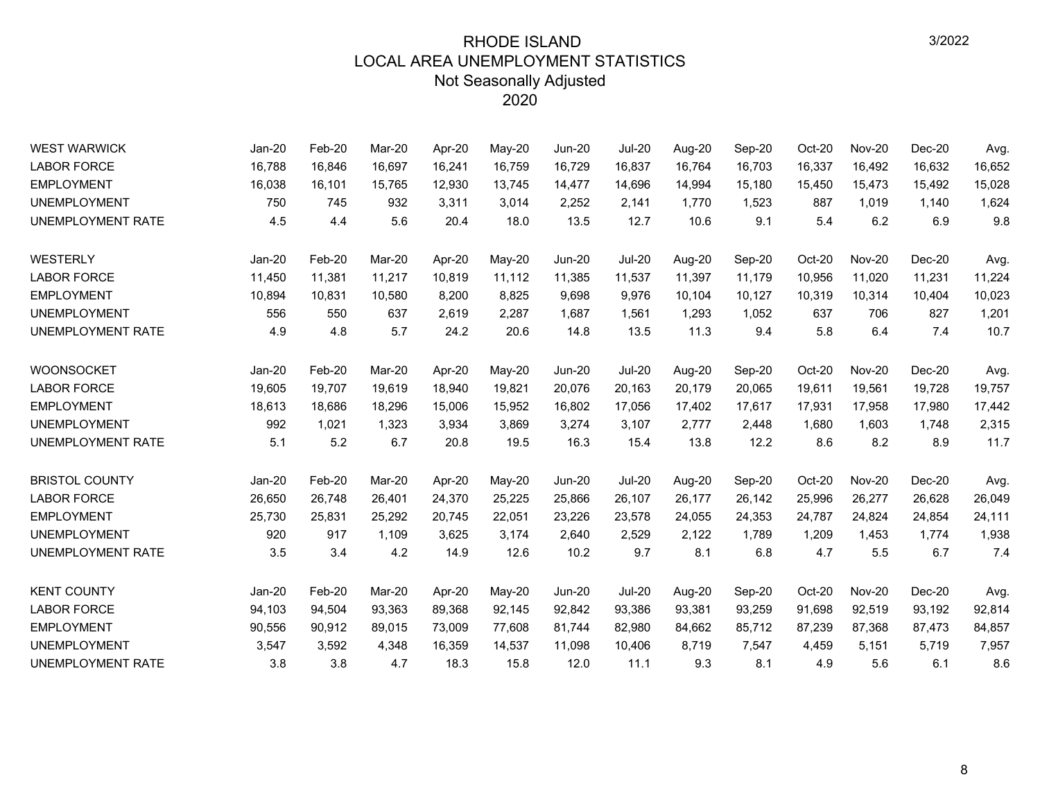# RHODE ISLAND
## LOCAL AREA UNEMPLOYMENT STATISTICS
### Not Seasonally Adjusted
### 2020

3/2022

| WEST WARWICK | Jan-20 | Feb-20 | Mar-20 | Apr-20 | May-20 | Jun-20 | Jul-20 | Aug-20 | Sep-20 | Oct-20 | Nov-20 | Dec-20 | Avg. |
|---|---|---|---|---|---|---|---|---|---|---|---|---|---|
| LABOR FORCE | 16,788 | 16,846 | 16,697 | 16,241 | 16,759 | 16,729 | 16,837 | 16,764 | 16,703 | 16,337 | 16,492 | 16,632 | 16,652 |
| EMPLOYMENT | 16,038 | 16,101 | 15,765 | 12,930 | 13,745 | 14,477 | 14,696 | 14,994 | 15,180 | 15,450 | 15,473 | 15,492 | 15,028 |
| UNEMPLOYMENT | 750 | 745 | 932 | 3,311 | 3,014 | 2,252 | 2,141 | 1,770 | 1,523 | 887 | 1,019 | 1,140 | 1,624 |
| UNEMPLOYMENT RATE | 4.5 | 4.4 | 5.6 | 20.4 | 18.0 | 13.5 | 12.7 | 10.6 | 9.1 | 5.4 | 6.2 | 6.9 | 9.8 |

| WESTERLY | Jan-20 | Feb-20 | Mar-20 | Apr-20 | May-20 | Jun-20 | Jul-20 | Aug-20 | Sep-20 | Oct-20 | Nov-20 | Dec-20 | Avg. |
|---|---|---|---|---|---|---|---|---|---|---|---|---|---|
| LABOR FORCE | 11,450 | 11,381 | 11,217 | 10,819 | 11,112 | 11,385 | 11,537 | 11,397 | 11,179 | 10,956 | 11,020 | 11,231 | 11,224 |
| EMPLOYMENT | 10,894 | 10,831 | 10,580 | 8,200 | 8,825 | 9,698 | 9,976 | 10,104 | 10,127 | 10,319 | 10,314 | 10,404 | 10,023 |
| UNEMPLOYMENT | 556 | 550 | 637 | 2,619 | 2,287 | 1,687 | 1,561 | 1,293 | 1,052 | 637 | 706 | 827 | 1,201 |
| UNEMPLOYMENT RATE | 4.9 | 4.8 | 5.7 | 24.2 | 20.6 | 14.8 | 13.5 | 11.3 | 9.4 | 5.8 | 6.4 | 7.4 | 10.7 |

| WOONSOCKET | Jan-20 | Feb-20 | Mar-20 | Apr-20 | May-20 | Jun-20 | Jul-20 | Aug-20 | Sep-20 | Oct-20 | Nov-20 | Dec-20 | Avg. |
|---|---|---|---|---|---|---|---|---|---|---|---|---|---|
| LABOR FORCE | 19,605 | 19,707 | 19,619 | 18,940 | 19,821 | 20,076 | 20,163 | 20,179 | 20,065 | 19,611 | 19,561 | 19,728 | 19,757 |
| EMPLOYMENT | 18,613 | 18,686 | 18,296 | 15,006 | 15,952 | 16,802 | 17,056 | 17,402 | 17,617 | 17,931 | 17,958 | 17,980 | 17,442 |
| UNEMPLOYMENT | 992 | 1,021 | 1,323 | 3,934 | 3,869 | 3,274 | 3,107 | 2,777 | 2,448 | 1,680 | 1,603 | 1,748 | 2,315 |
| UNEMPLOYMENT RATE | 5.1 | 5.2 | 6.7 | 20.8 | 19.5 | 16.3 | 15.4 | 13.8 | 12.2 | 8.6 | 8.2 | 8.9 | 11.7 |

| BRISTOL COUNTY | Jan-20 | Feb-20 | Mar-20 | Apr-20 | May-20 | Jun-20 | Jul-20 | Aug-20 | Sep-20 | Oct-20 | Nov-20 | Dec-20 | Avg. |
|---|---|---|---|---|---|---|---|---|---|---|---|---|---|
| LABOR FORCE | 26,650 | 26,748 | 26,401 | 24,370 | 25,225 | 25,866 | 26,107 | 26,177 | 26,142 | 25,996 | 26,277 | 26,628 | 26,049 |
| EMPLOYMENT | 25,730 | 25,831 | 25,292 | 20,745 | 22,051 | 23,226 | 23,578 | 24,055 | 24,353 | 24,787 | 24,824 | 24,854 | 24,111 |
| UNEMPLOYMENT | 920 | 917 | 1,109 | 3,625 | 3,174 | 2,640 | 2,529 | 2,122 | 1,789 | 1,209 | 1,453 | 1,774 | 1,938 |
| UNEMPLOYMENT RATE | 3.5 | 3.4 | 4.2 | 14.9 | 12.6 | 10.2 | 9.7 | 8.1 | 6.8 | 4.7 | 5.5 | 6.7 | 7.4 |

| KENT COUNTY | Jan-20 | Feb-20 | Mar-20 | Apr-20 | May-20 | Jun-20 | Jul-20 | Aug-20 | Sep-20 | Oct-20 | Nov-20 | Dec-20 | Avg. |
|---|---|---|---|---|---|---|---|---|---|---|---|---|---|
| LABOR FORCE | 94,103 | 94,504 | 93,363 | 89,368 | 92,145 | 92,842 | 93,386 | 93,381 | 93,259 | 91,698 | 92,519 | 93,192 | 92,814 |
| EMPLOYMENT | 90,556 | 90,912 | 89,015 | 73,009 | 77,608 | 81,744 | 82,980 | 84,662 | 85,712 | 87,239 | 87,368 | 87,473 | 84,857 |
| UNEMPLOYMENT | 3,547 | 3,592 | 4,348 | 16,359 | 14,537 | 11,098 | 10,406 | 8,719 | 7,547 | 4,459 | 5,151 | 5,719 | 7,957 |
| UNEMPLOYMENT RATE | 3.8 | 3.8 | 4.7 | 18.3 | 15.8 | 12.0 | 11.1 | 9.3 | 8.1 | 4.9 | 5.6 | 6.1 | 8.6 |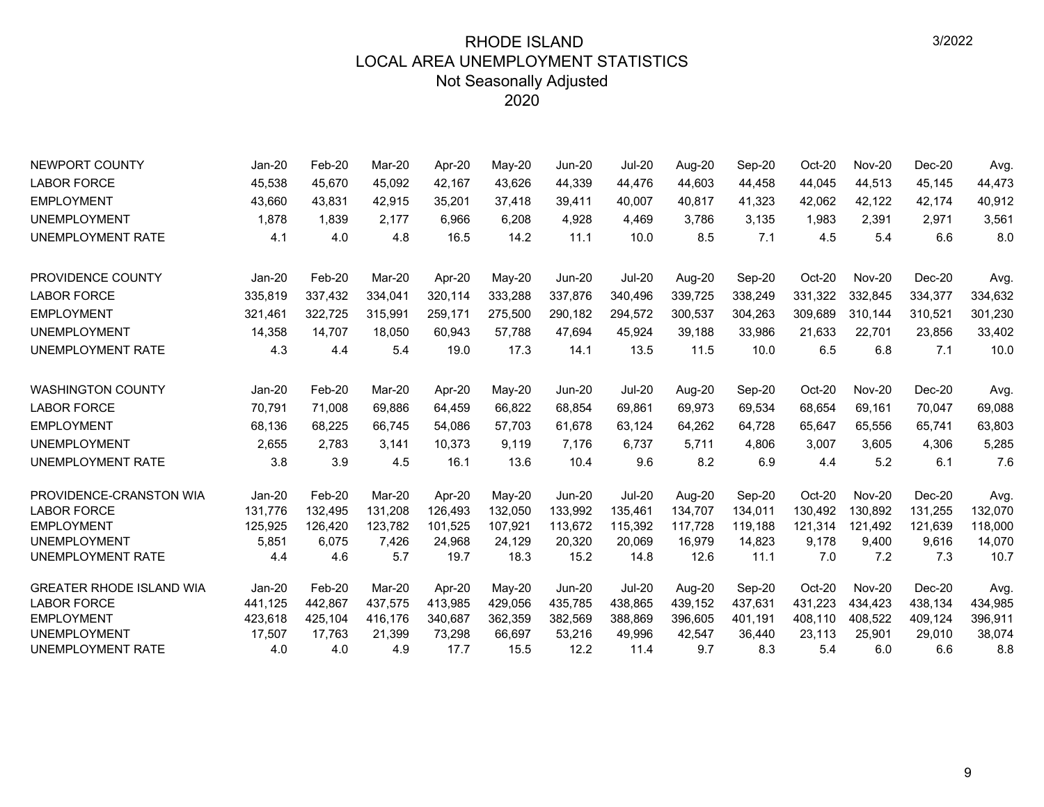# RHODE ISLAND
## LOCAL AREA UNEMPLOYMENT STATISTICS
### Not Seasonally Adjusted
### 2020

3/2022

| NEWPORT COUNTY | Jan-20 | Feb-20 | Mar-20 | Apr-20 | May-20 | Jun-20 | Jul-20 | Aug-20 | Sep-20 | Oct-20 | Nov-20 | Dec-20 | Avg. |
|---|---|---|---|---|---|---|---|---|---|---|---|---|---|
| LABOR FORCE | 45,538 | 45,670 | 45,092 | 42,167 | 43,626 | 44,339 | 44,476 | 44,603 | 44,458 | 44,045 | 44,513 | 45,145 | 44,473 |
| EMPLOYMENT | 43,660 | 43,831 | 42,915 | 35,201 | 37,418 | 39,411 | 40,007 | 40,817 | 41,323 | 42,062 | 42,122 | 42,174 | 40,912 |
| UNEMPLOYMENT | 1,878 | 1,839 | 2,177 | 6,966 | 6,208 | 4,928 | 4,469 | 3,786 | 3,135 | 1,983 | 2,391 | 2,971 | 3,561 |
| UNEMPLOYMENT RATE | 4.1 | 4.0 | 4.8 | 16.5 | 14.2 | 11.1 | 10.0 | 8.5 | 7.1 | 4.5 | 5.4 | 6.6 | 8.0 |

| PROVIDENCE COUNTY | Jan-20 | Feb-20 | Mar-20 | Apr-20 | May-20 | Jun-20 | Jul-20 | Aug-20 | Sep-20 | Oct-20 | Nov-20 | Dec-20 | Avg. |
|---|---|---|---|---|---|---|---|---|---|---|---|---|---|
| LABOR FORCE | 335,819 | 337,432 | 334,041 | 320,114 | 333,288 | 337,876 | 340,496 | 339,725 | 338,249 | 331,322 | 332,845 | 334,377 | 334,632 |
| EMPLOYMENT | 321,461 | 322,725 | 315,991 | 259,171 | 275,500 | 290,182 | 294,572 | 300,537 | 304,263 | 309,689 | 310,144 | 310,521 | 301,230 |
| UNEMPLOYMENT | 14,358 | 14,707 | 18,050 | 60,943 | 57,788 | 47,694 | 45,924 | 39,188 | 33,986 | 21,633 | 22,701 | 23,856 | 33,402 |
| UNEMPLOYMENT RATE | 4.3 | 4.4 | 5.4 | 19.0 | 17.3 | 14.1 | 13.5 | 11.5 | 10.0 | 6.5 | 6.8 | 7.1 | 10.0 |

| WASHINGTON COUNTY | Jan-20 | Feb-20 | Mar-20 | Apr-20 | May-20 | Jun-20 | Jul-20 | Aug-20 | Sep-20 | Oct-20 | Nov-20 | Dec-20 | Avg. |
|---|---|---|---|---|---|---|---|---|---|---|---|---|---|
| LABOR FORCE | 70,791 | 71,008 | 69,886 | 64,459 | 66,822 | 68,854 | 69,861 | 69,973 | 69,534 | 68,654 | 69,161 | 70,047 | 69,088 |
| EMPLOYMENT | 68,136 | 68,225 | 66,745 | 54,086 | 57,703 | 61,678 | 63,124 | 64,262 | 64,728 | 65,647 | 65,556 | 65,741 | 63,803 |
| UNEMPLOYMENT | 2,655 | 2,783 | 3,141 | 10,373 | 9,119 | 7,176 | 6,737 | 5,711 | 4,806 | 3,007 | 3,605 | 4,306 | 5,285 |
| UNEMPLOYMENT RATE | 3.8 | 3.9 | 4.5 | 16.1 | 13.6 | 10.4 | 9.6 | 8.2 | 6.9 | 4.4 | 5.2 | 6.1 | 7.6 |

| PROVIDENCE-CRANSTON WIA | Jan-20 | Feb-20 | Mar-20 | Apr-20 | May-20 | Jun-20 | Jul-20 | Aug-20 | Sep-20 | Oct-20 | Nov-20 | Dec-20 | Avg. |
|---|---|---|---|---|---|---|---|---|---|---|---|---|---|
| LABOR FORCE | 131,776 | 132,495 | 131,208 | 126,493 | 132,050 | 133,992 | 135,461 | 134,707 | 134,011 | 130,492 | 130,892 | 131,255 | 132,070 |
| EMPLOYMENT | 125,925 | 126,420 | 123,782 | 101,525 | 107,921 | 113,672 | 115,392 | 117,728 | 119,188 | 121,314 | 121,492 | 121,639 | 118,000 |
| UNEMPLOYMENT | 5,851 | 6,075 | 7,426 | 24,968 | 24,129 | 20,320 | 20,069 | 16,979 | 14,823 | 9,178 | 9,400 | 9,616 | 14,070 |
| UNEMPLOYMENT RATE | 4.4 | 4.6 | 5.7 | 19.7 | 18.3 | 15.2 | 14.8 | 12.6 | 11.1 | 7.0 | 7.2 | 7.3 | 10.7 |

| GREATER RHODE ISLAND WIA | Jan-20 | Feb-20 | Mar-20 | Apr-20 | May-20 | Jun-20 | Jul-20 | Aug-20 | Sep-20 | Oct-20 | Nov-20 | Dec-20 | Avg. |
|---|---|---|---|---|---|---|---|---|---|---|---|---|---|
| LABOR FORCE | 441,125 | 442,867 | 437,575 | 413,985 | 429,056 | 435,785 | 438,865 | 439,152 | 437,631 | 431,223 | 434,423 | 438,134 | 434,985 |
| EMPLOYMENT | 423,618 | 425,104 | 416,176 | 340,687 | 362,359 | 382,569 | 388,869 | 396,605 | 401,191 | 408,110 | 408,522 | 409,124 | 396,911 |
| UNEMPLOYMENT | 17,507 | 17,763 | 21,399 | 73,298 | 66,697 | 53,216 | 49,996 | 42,547 | 36,440 | 23,113 | 25,901 | 29,010 | 38,074 |
| UNEMPLOYMENT RATE | 4.0 | 4.0 | 4.9 | 17.7 | 15.5 | 12.2 | 11.4 | 9.7 | 8.3 | 5.4 | 6.0 | 6.6 | 8.8 |